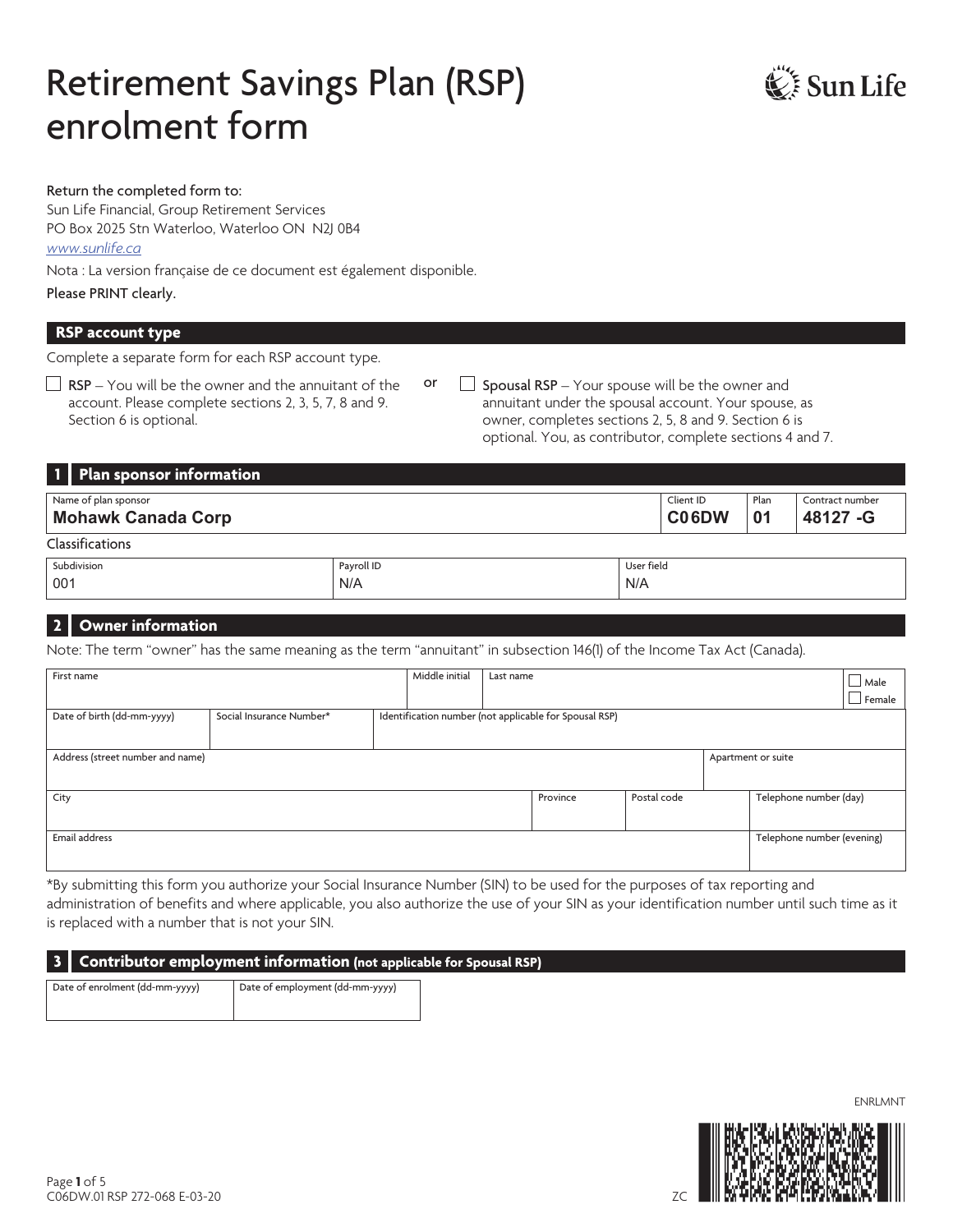# Retirement Savings Plan (RSP) enrolment form

Sun Life

**Return the completed form to:**
Sun Life Financial, Group Retirement Services
PO Box 2025 Stn Waterloo, Waterloo ON N2J 0B4
www.sunlife.ca

Nota : La version française de ce document est également disponible.

**Please PRINT clearly.**

## RSP account type

Complete a separate form for each RSP account type.

☐ **RSP** – You will be the owner and the annuitant of the account. Please complete sections 2, 3, 5, 7, 8 and 9. Section 6 is optional.

or

☐ **Spousal RSP** – Your spouse will be the owner and annuitant under the spousal account. Your spouse, as owner, completes sections 2, 5, 8 and 9. Section 6 is optional. You, as contributor, complete sections 4 and 7.

## 1 Plan sponsor information

| Name of plan sponsor | Client ID | Plan | Contract number |
|---|---|---|---|
| **Mohawk Canada Corp** | **C06DW** | **01** | **48127 -G** |

Classifications

| Subdivision | Payroll ID | User field |
|---|---|---|
| 001 | N/A | N/A |

## 2 Owner information

Note: The term "owner" has the same meaning as the term "annuitant" in subsection 146(1) of the Income Tax Act (Canada).

| First name | Middle initial | Last name | ☐ Male ☐ Female |
|---|---|---|---|
| | | | |

| Date of birth (dd-mm-yyyy) | Social Insurance Number* | Identification number (not applicable for Spousal RSP) |
|---|---|---|
| | | |

| Address (street number and name) | Apartment or suite |
|---|---|
| | |

| City | Province | Postal code | Telephone number (day) |
|---|---|---|---|
| | | | |

| Email address | Telephone number (evening) |
|---|---|
| | |

*By submitting this form you authorize your Social Insurance Number (SIN) to be used for the purposes of tax reporting and administration of benefits and where applicable, you also authorize the use of your SIN as your identification number until such time as it is replaced with a number that is not your SIN.

## 3 Contributor employment information (not applicable for Spousal RSP)

| Date of enrolment (dd-mm-yyyy) | Date of employment (dd-mm-yyyy) |
|---|---|
| | |

ENRLMNT

C06DW.01 RSP 272-068 E-03-20

ZC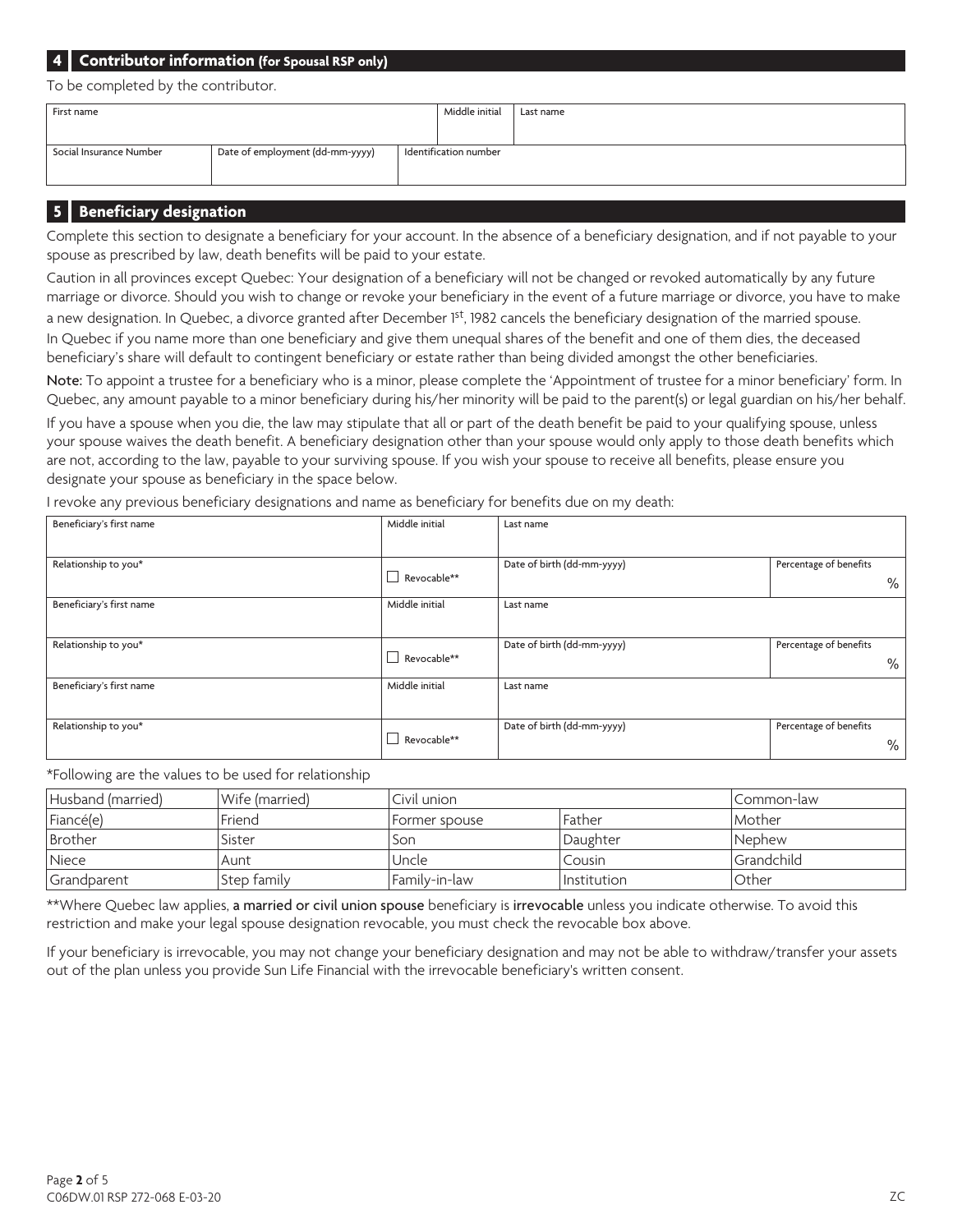## 4 Contributor information (for Spousal RSP only)

To be completed by the contributor.

| First name | | Middle initial | Last name |
|---|---|---|---|
| | | | |
| Social Insurance Number | Date of employment (dd-mm-yyyy) | Identification number | |
| | | | |

## 5 Beneficiary designation

Complete this section to designate a beneficiary for your account. In the absence of a beneficiary designation, and if not payable to your spouse as prescribed by law, death benefits will be paid to your estate.

Caution in all provinces except Quebec: Your designation of a beneficiary will not be changed or revoked automatically by any future marriage or divorce. Should you wish to change or revoke your beneficiary in the event of a future marriage or divorce, you have to make a new designation. In Quebec, a divorce granted after December 1st, 1982 cancels the beneficiary designation of the married spouse. In Quebec if you name more than one beneficiary and give them unequal shares of the benefit and one of them dies, the deceased beneficiary's share will default to contingent beneficiary or estate rather than being divided amongst the other beneficiaries.

**Note:** To appoint a trustee for a beneficiary who is a minor, please complete the 'Appointment of trustee for a minor beneficiary' form. In Quebec, any amount payable to a minor beneficiary during his/her minority will be paid to the parent(s) or legal guardian on his/her behalf.

If you have a spouse when you die, the law may stipulate that all or part of the death benefit be paid to your qualifying spouse, unless your spouse waives the death benefit. A beneficiary designation other than your spouse would only apply to those death benefits which are not, according to the law, payable to your surviving spouse. If you wish your spouse to receive all benefits, please ensure you designate your spouse as beneficiary in the space below.

I revoke any previous beneficiary designations and name as beneficiary for benefits due on my death:

| Beneficiary's first name | Middle initial | Last name | |
|---|---|---|---|
| Relationship to you* | ☐ Revocable** | Date of birth (dd-mm-yyyy) | Percentage of benefits % |
| Beneficiary's first name | Middle initial | Last name | |
| Relationship to you* | ☐ Revocable** | Date of birth (dd-mm-yyyy) | Percentage of benefits % |
| Beneficiary's first name | Middle initial | Last name | |
| Relationship to you* | ☐ Revocable** | Date of birth (dd-mm-yyyy) | Percentage of benefits % |

*Following are the values to be used for relationship

| Husband (married) | Wife (married) | Civil union | | Common-law |
|---|---|---|---|---|
| Fiancé(e) | Friend | Former spouse | Father | Mother |
| Brother | Sister | Son | Daughter | Nephew |
| Niece | Aunt | Uncle | Cousin | Grandchild |
| Grandparent | Step family | Family-in-law | Institution | Other |

**Where Quebec law applies, a married or civil union spouse beneficiary is irrevocable unless you indicate otherwise. To avoid this restriction and make your legal spouse designation revocable, you must check the revocable box above.

If your beneficiary is irrevocable, you may not change your beneficiary designation and may not be able to withdraw/transfer your assets out of the plan unless you provide Sun Life Financial with the irrevocable beneficiary's written consent.

C06DW.01 RSP 272-068 E-03-20 ZC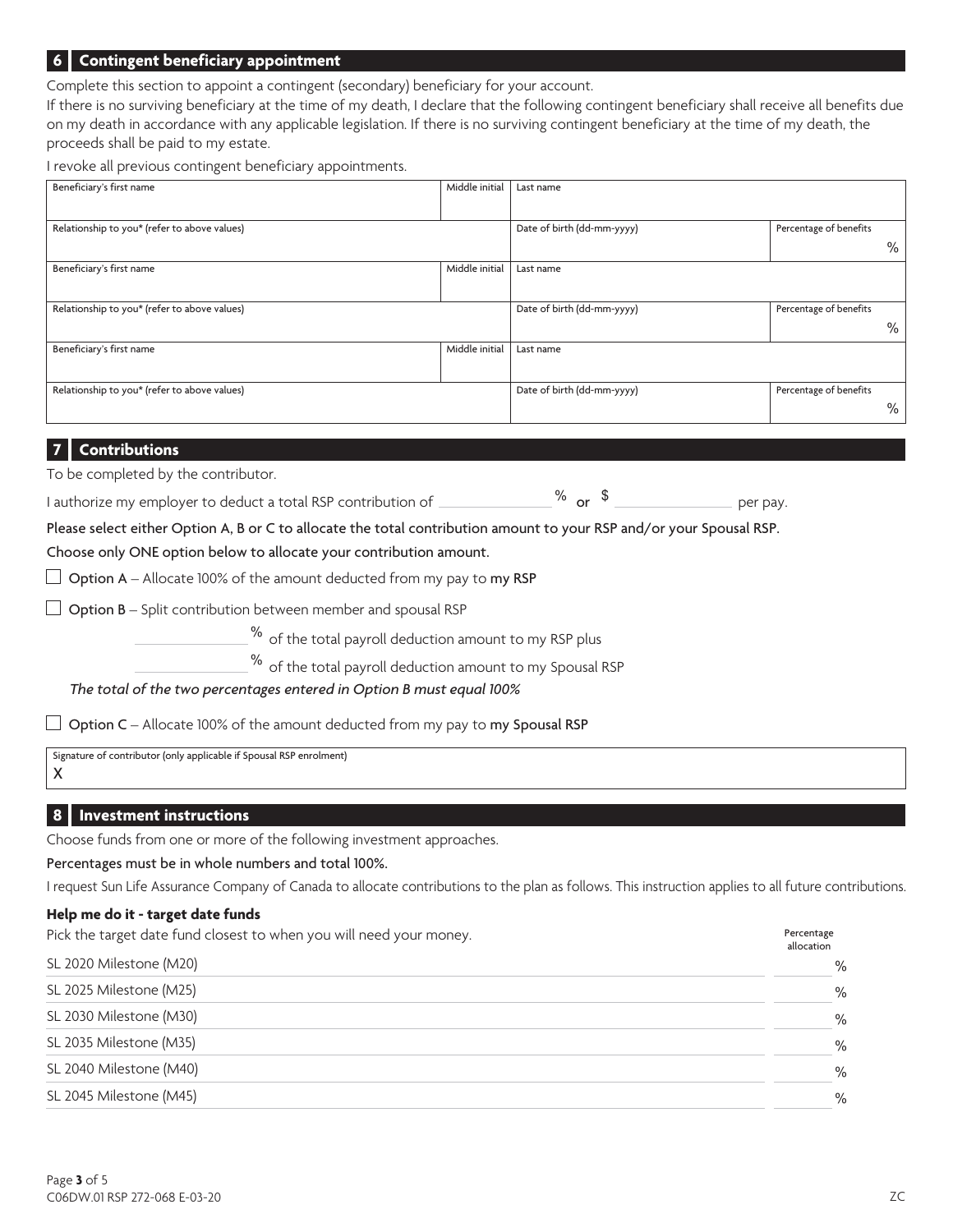## 6 Contingent beneficiary appointment

Complete this section to appoint a contingent (secondary) beneficiary for your account.

If there is no surviving beneficiary at the time of my death, I declare that the following contingent beneficiary shall receive all benefits due on my death in accordance with any applicable legislation. If there is no surviving contingent beneficiary at the time of my death, the proceeds shall be paid to my estate.

I revoke all previous contingent beneficiary appointments.

| Beneficiary's first name | Middle initial | Last name | |
|---|---|---|---|
| Relationship to you* (refer to above values) | | Date of birth (dd-mm-yyyy) | Percentage of benefits % |
| Beneficiary's first name | Middle initial | Last name | |
| Relationship to you* (refer to above values) | | Date of birth (dd-mm-yyyy) | Percentage of benefits % |
| Beneficiary's first name | Middle initial | Last name | |
| Relationship to you* (refer to above values) | | Date of birth (dd-mm-yyyy) | Percentage of benefits % |

## 7 Contributions

To be completed by the contributor.

I authorize my employer to deduct a total RSP contribution of ____________ % or $ ____________ per pay.

Please select either Option A, B or C to allocate the total contribution amount to your RSP and/or your Spousal RSP.

Choose only ONE option below to allocate your contribution amount.

☐ **Option A** – Allocate 100% of the amount deducted from my pay to **my RSP**

☐ **Option B** – Split contribution between member and spousal RSP

____________ % of the total payroll deduction amount to my RSP plus

____________ % of the total payroll deduction amount to my Spousal RSP

*The total of the two percentages entered in Option B must equal 100%*

☐ **Option C** – Allocate 100% of the amount deducted from my pay to **my Spousal RSP**

| Signature of contributor (only applicable if Spousal RSP enrolment) |
|---|
| X |

## 8 Investment instructions

Choose funds from one or more of the following investment approaches.

Percentages must be in whole numbers and total 100%.

I request Sun Life Assurance Company of Canada to allocate contributions to the plan as follows. This instruction applies to all future contributions.

### Help me do it - target date funds

| Pick the target date fund closest to when you will need your money. | Percentage allocation |
|---|---|
| SL 2020 Milestone (M20) | % |
| SL 2025 Milestone (M25) | % |
| SL 2030 Milestone (M30) | % |
| SL 2035 Milestone (M35) | % |
| SL 2040 Milestone (M40) | % |
| SL 2045 Milestone (M45) | % |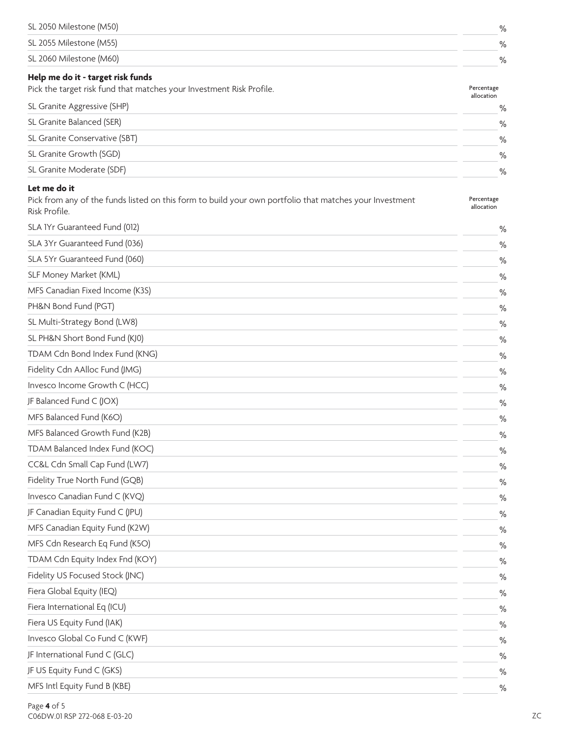| | |
|---|---|
| SL 2050 Milestone (M50) | % |
| SL 2055 Milestone (M55) | % |
| SL 2060 Milestone (M60) | % |

**Help me do it - target risk funds**

Pick the target risk fund that matches your Investment Risk Profile.

| | Percentage allocation |
|---|---|
| SL Granite Aggressive (SHP) | % |
| SL Granite Balanced (SER) | % |
| SL Granite Conservative (SBT) | % |
| SL Granite Growth (SGD) | % |
| SL Granite Moderate (SDF) | % |

**Let me do it**

Pick from any of the funds listed on this form to build your own portfolio that matches your Investment Risk Profile.

| | Percentage allocation |
|---|---|
| SLA 1Yr Guaranteed Fund (012) | % |
| SLA 3Yr Guaranteed Fund (036) | % |
| SLA 5Yr Guaranteed Fund (060) | % |
| SLF Money Market (KML) | % |
| MFS Canadian Fixed Income (K3S) | % |
| PH&N Bond Fund (PGT) | % |
| SL Multi-Strategy Bond (LW8) | % |
| SL PH&N Short Bond Fund (KJ0) | % |
| TDAM Cdn Bond Index Fund (KNG) | % |
| Fidelity Cdn AAlloc Fund (JMG) | % |
| Invesco Income Growth C (HCC) | % |
| JF Balanced Fund C (JOX) | % |
| MFS Balanced Fund (K6O) | % |
| MFS Balanced Growth Fund (K2B) | % |
| TDAM Balanced Index Fund (KOC) | % |
| CC&L Cdn Small Cap Fund (LW7) | % |
| Fidelity True North Fund (GQB) | % |
| Invesco Canadian Fund C (KVQ) | % |
| JF Canadian Equity Fund C (JPU) | % |
| MFS Canadian Equity Fund (K2W) | % |
| MFS Cdn Research Eq Fund (K5O) | % |
| TDAM Cdn Equity Index Fnd (KOY) | % |
| Fidelity US Focused Stock (JNC) | % |
| Fiera Global Equity (IEQ) | % |
| Fiera International Eq (ICU) | % |
| Fiera US Equity Fund (IAK) | % |
| Invesco Global Co Fund C (KWF) | % |
| JF International Fund C (GLC) | % |
| JF US Equity Fund C (GKS) | % |
| MFS Intl Equity Fund B (KBE) | % |

C06DW.01 RSP 272-068 E-03-20

ZC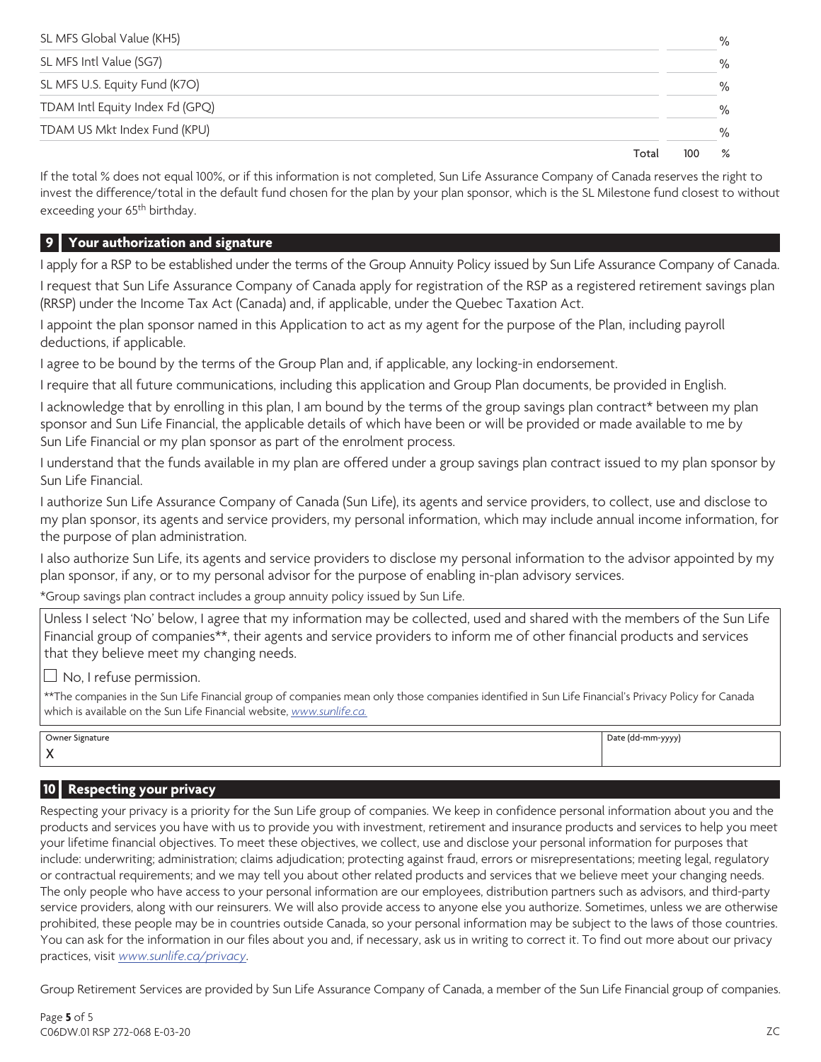| | | |
|---|---|---|
| SL MFS Global Value (KH5) | | % |
| SL MFS Intl Value (SG7) | | % |
| SL MFS U.S. Equity Fund (K7O) | | % |
| TDAM Intl Equity Index Fd (GPQ) | | % |
| TDAM US Mkt Index Fund (KPU) | | % |
| Total | 100 | % |

If the total % does not equal 100%, or if this information is not completed, Sun Life Assurance Company of Canada reserves the right to invest the difference/total in the default fund chosen for the plan by your plan sponsor, which is the SL Milestone fund closest to without exceeding your 65th birthday.

## 9 Your authorization and signature

I apply for a RSP to be established under the terms of the Group Annuity Policy issued by Sun Life Assurance Company of Canada.

I request that Sun Life Assurance Company of Canada apply for registration of the RSP as a registered retirement savings plan (RRSP) under the Income Tax Act (Canada) and, if applicable, under the Quebec Taxation Act.

I appoint the plan sponsor named in this Application to act as my agent for the purpose of the Plan, including payroll deductions, if applicable.

I agree to be bound by the terms of the Group Plan and, if applicable, any locking-in endorsement.

I require that all future communications, including this application and Group Plan documents, be provided in English.

I acknowledge that by enrolling in this plan, I am bound by the terms of the group savings plan contract* between my plan sponsor and Sun Life Financial, the applicable details of which have been or will be provided or made available to me by Sun Life Financial or my plan sponsor as part of the enrolment process.

I understand that the funds available in my plan are offered under a group savings plan contract issued to my plan sponsor by Sun Life Financial.

I authorize Sun Life Assurance Company of Canada (Sun Life), its agents and service providers, to collect, use and disclose to my plan sponsor, its agents and service providers, my personal information, which may include annual income information, for the purpose of plan administration.

I also authorize Sun Life, its agents and service providers to disclose my personal information to the advisor appointed by my plan sponsor, if any, or to my personal advisor for the purpose of enabling in-plan advisory services.

*Group savings plan contract includes a group annuity policy issued by Sun Life.

Unless I select 'No' below, I agree that my information may be collected, used and shared with the members of the Sun Life Financial group of companies**, their agents and service providers to inform me of other financial products and services that they believe meet my changing needs.

☐ No, I refuse permission.

**The companies in the Sun Life Financial group of companies mean only those companies identified in Sun Life Financial's Privacy Policy for Canada which is available on the Sun Life Financial website, www.sunlife.ca.

| Owner Signature | Date (dd-mm-yyyy) |
|---|---|
| X | |

## 10 Respecting your privacy

Respecting your privacy is a priority for the Sun Life group of companies. We keep in confidence personal information about you and the products and services you have with us to provide you with investment, retirement and insurance products and services to help you meet your lifetime financial objectives. To meet these objectives, we collect, use and disclose your personal information for purposes that include: underwriting; administration; claims adjudication; protecting against fraud, errors or misrepresentations; meeting legal, regulatory or contractual requirements; and we may tell you about other related products and services that we believe meet your changing needs. The only people who have access to your personal information are our employees, distribution partners such as advisors, and third-party service providers, along with our reinsurers. We will also provide access to anyone else you authorize. Sometimes, unless we are otherwise prohibited, these people may be in countries outside Canada, so your personal information may be subject to the laws of those countries. You can ask for the information in our files about you and, if necessary, ask us in writing to correct it. To find out more about our privacy practices, visit *www.sunlife.ca/privacy*.

Group Retirement Services are provided by Sun Life Assurance Company of Canada, a member of the Sun Life Financial group of companies.

C06DW.01 RSP 272-068 E-03-20 ZC